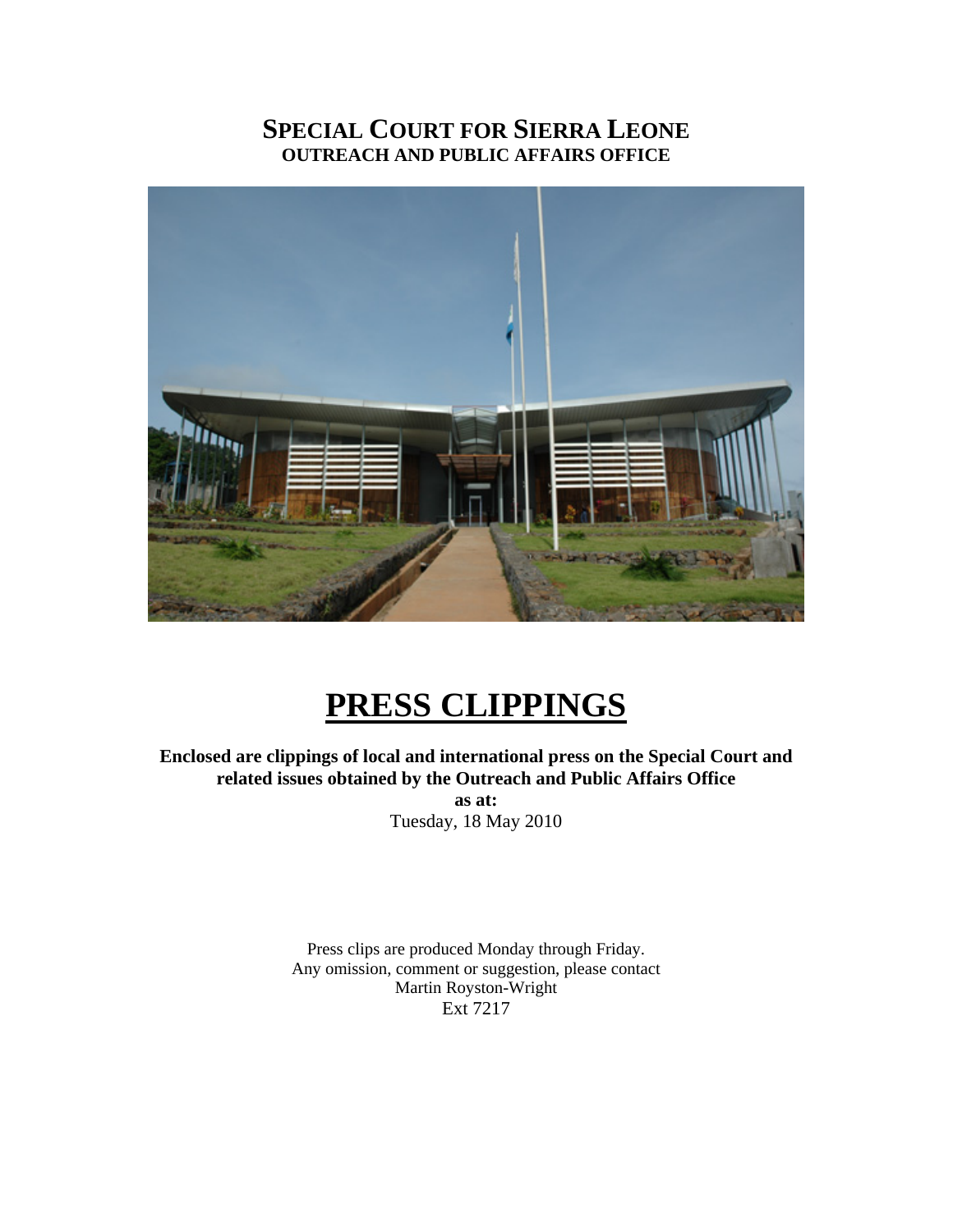# SPECIAL COURT FOR SIERRA LEONE

**OUTREACH AND PUBLIC AFFAIRS OFFICE**

# PRESS CLIPPINGS

**Enclosed are clippings of local and international press on the Special Court and related issues obtained by the Outreach and Public Affairs Office**

**as at:**

Tuesday, 18 May 2010

Press clips are produced Monday through Friday.
Any omission, comment or suggestion, please contact
Martin Royston-Wright
Ext 7217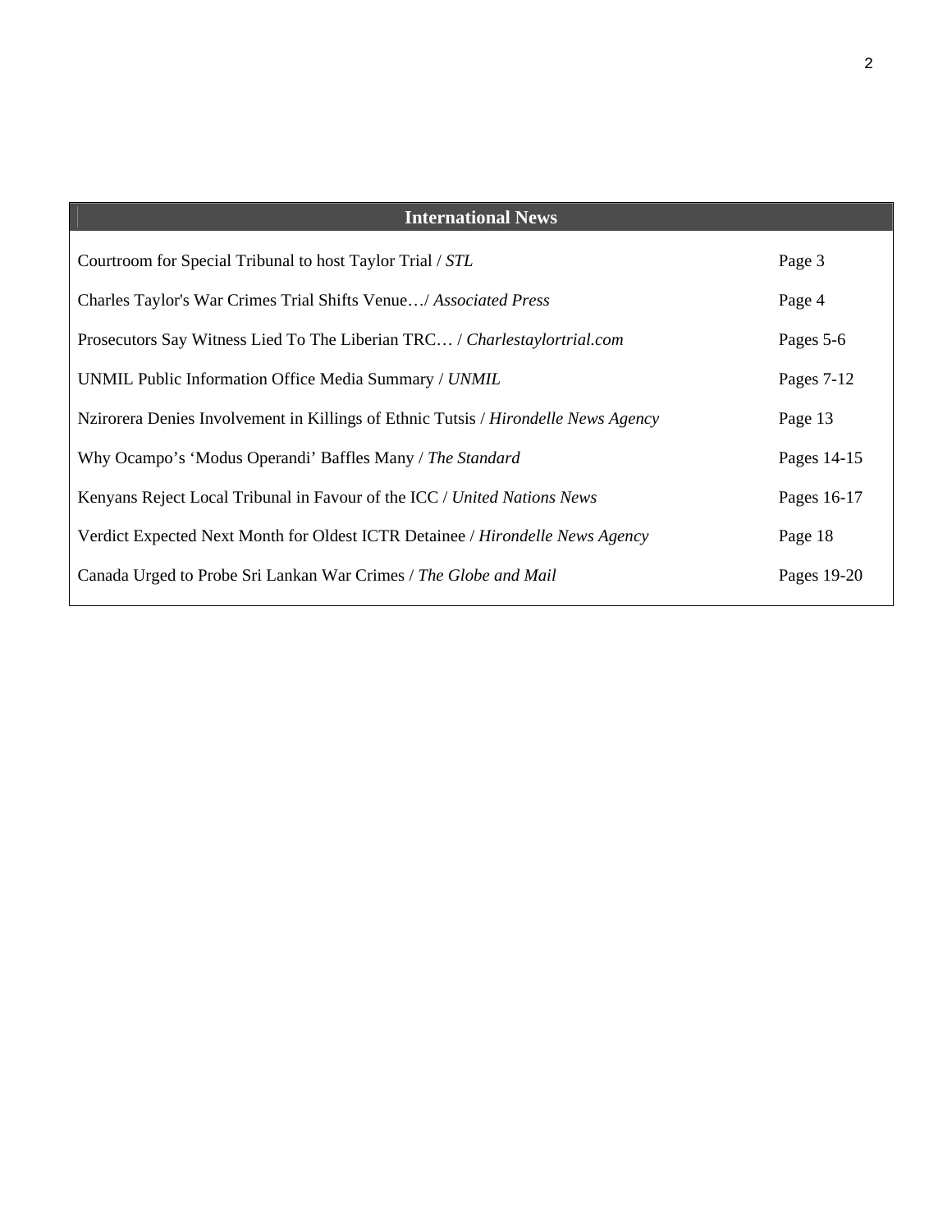## International News

| | |
|---|---|
| Courtroom for Special Tribunal to host Taylor Trial / *STL* | Page 3 |
| Charles Taylor's War Crimes Trial Shifts Venue…/ *Associated Press* | Page 4 |
| Prosecutors Say Witness Lied To The Liberian TRC… / *Charlestaylortrial.com* | Pages 5-6 |
| UNMIL Public Information Office Media Summary / *UNMIL* | Pages 7-12 |
| Nzirorera Denies Involvement in Killings of Ethnic Tutsis / *Hirondelle News Agency* | Page 13 |
| Why Ocampo's 'Modus Operandi' Baffles Many / *The Standard* | Pages 14-15 |
| Kenyans Reject Local Tribunal in Favour of the ICC / *United Nations News* | Pages 16-17 |
| Verdict Expected Next Month for Oldest ICTR Detainee / *Hirondelle News Agency* | Page 18 |
| Canada Urged to Probe Sri Lankan War Crimes / *The Globe and Mail* | Pages 19-20 |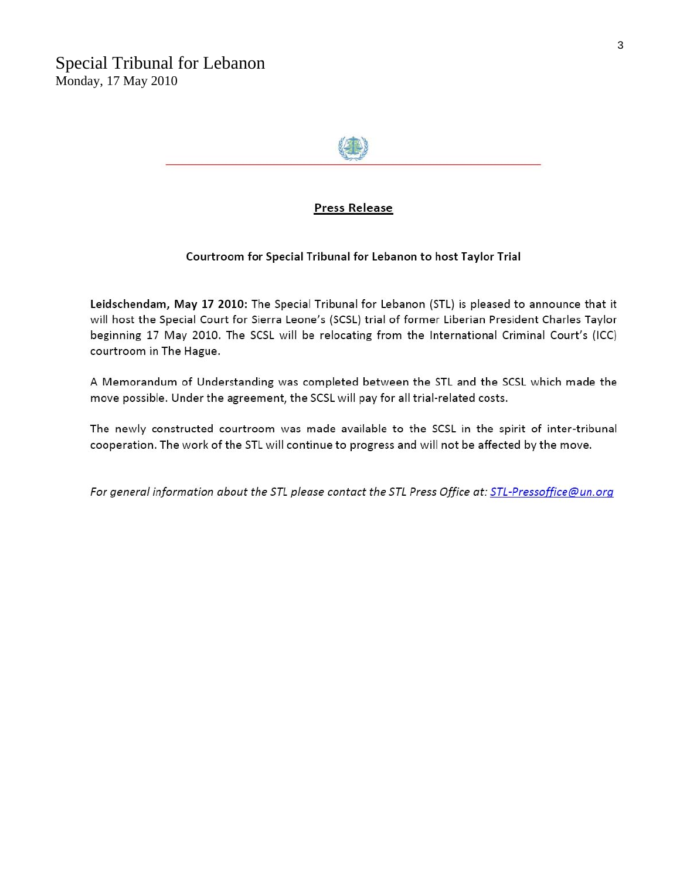# Special Tribunal for Lebanon

Monday, 17 May 2010

**Press Release**

**Courtroom for Special Tribunal for Lebanon to host Taylor Trial**

**Leidschendam, May 17 2010:** The Special Tribunal for Lebanon (STL) is pleased to announce that it will host the Special Court for Sierra Leone's (SCSL) trial of former Liberian President Charles Taylor beginning 17 May 2010. The SCSL will be relocating from the International Criminal Court's (ICC) courtroom in The Hague.

A Memorandum of Understanding was completed between the STL and the SCSL which made the move possible. Under the agreement, the SCSL will pay for all trial-related costs.

The newly constructed courtroom was made available to the SCSL in the spirit of inter-tribunal cooperation. The work of the STL will continue to progress and will not be affected by the move.

*For general information about the STL please contact the STL Press Office at: STL-Pressoffice@un.org*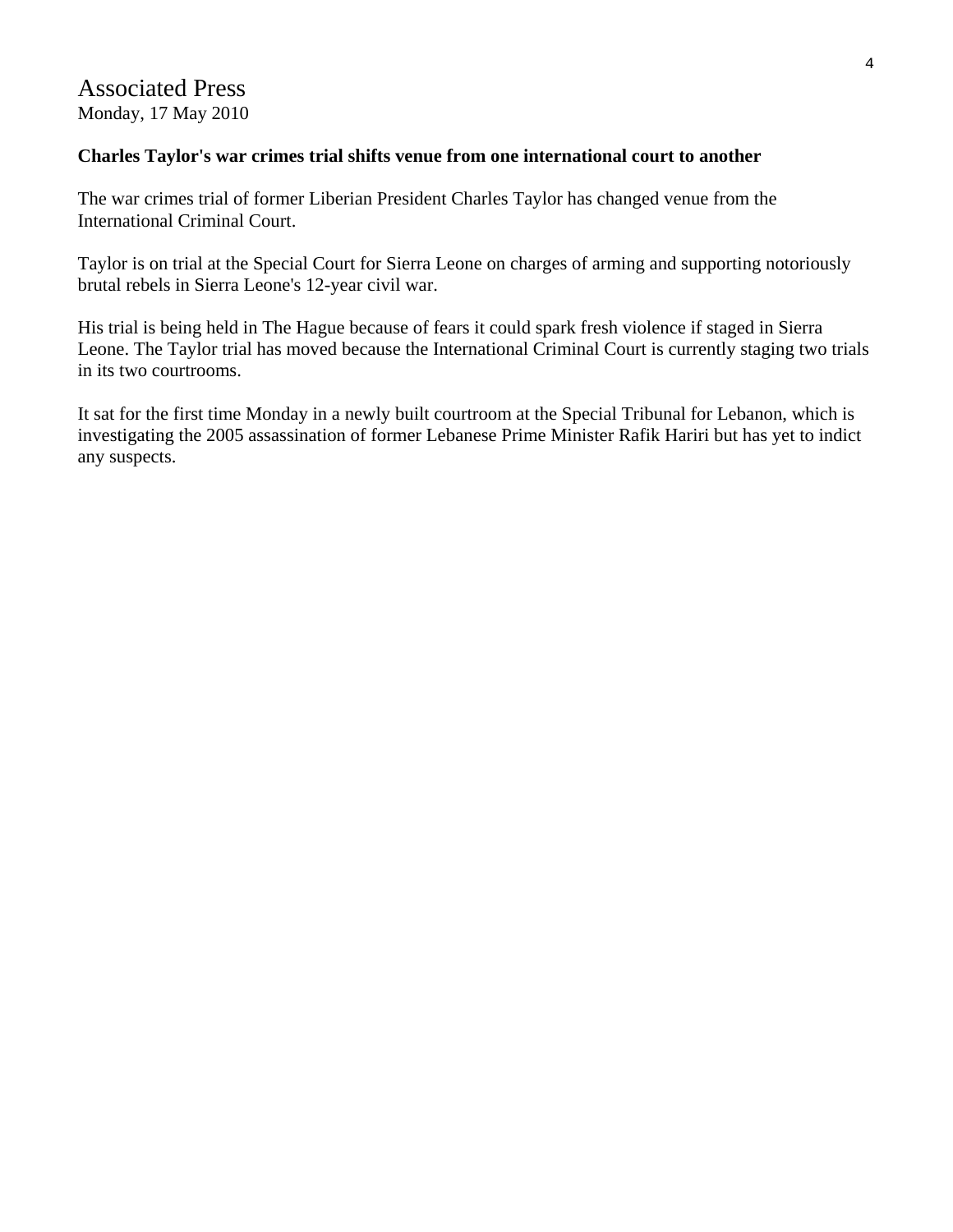Associated Press
Monday, 17 May 2010

**Charles Taylor's war crimes trial shifts venue from one international court to another**

The war crimes trial of former Liberian President Charles Taylor has changed venue from the International Criminal Court.

Taylor is on trial at the Special Court for Sierra Leone on charges of arming and supporting notoriously brutal rebels in Sierra Leone's 12-year civil war.

His trial is being held in The Hague because of fears it could spark fresh violence if staged in Sierra Leone. The Taylor trial has moved because the International Criminal Court is currently staging two trials in its two courtrooms.

It sat for the first time Monday in a newly built courtroom at the Special Tribunal for Lebanon, which is investigating the 2005 assassination of former Lebanese Prime Minister Rafik Hariri but has yet to indict any suspects.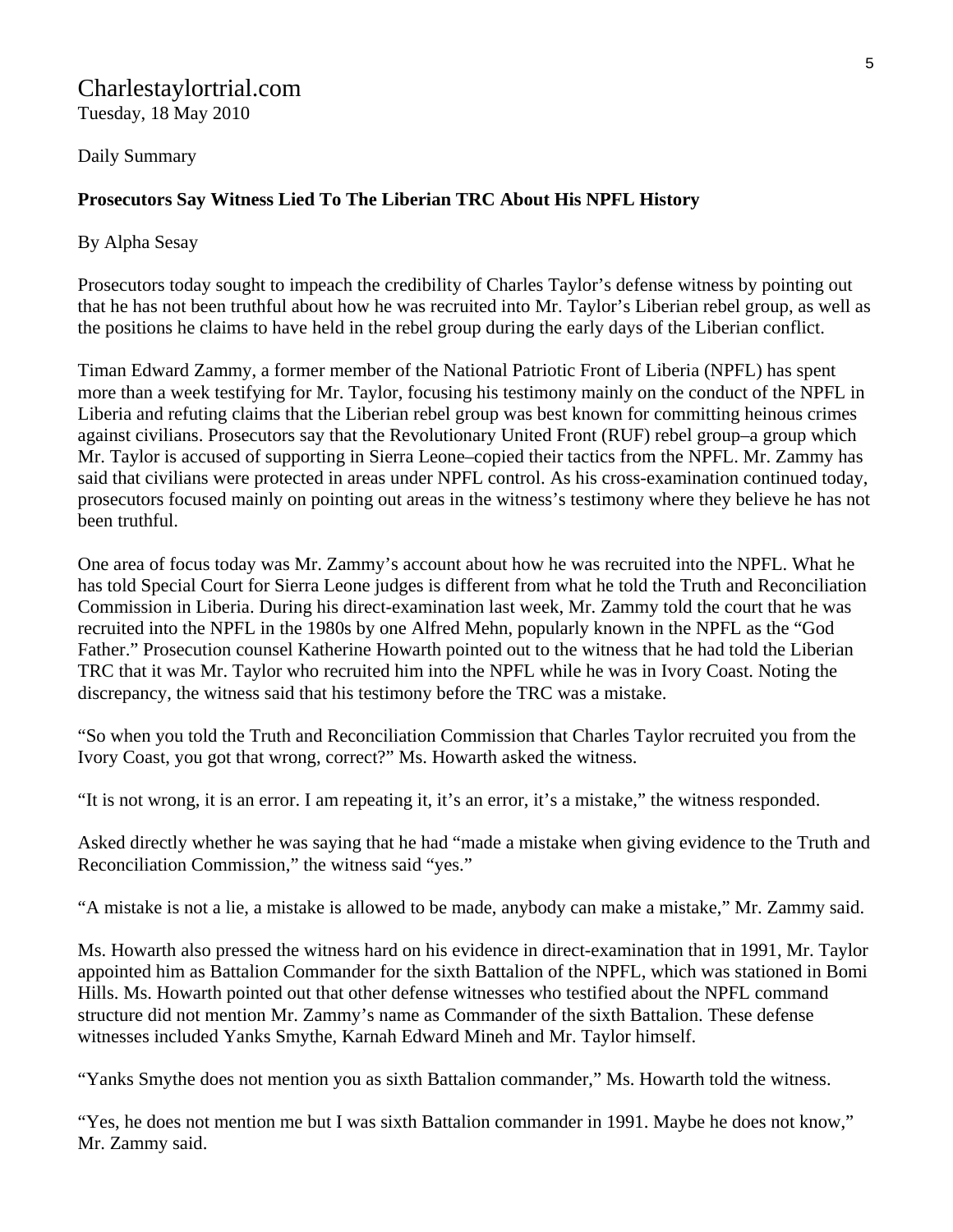Charlestaylortrial.com
Tuesday, 18 May 2010

Daily Summary

**Prosecutors Say Witness Lied To The Liberian TRC About His NPFL History**

By Alpha Sesay

Prosecutors today sought to impeach the credibility of Charles Taylor's defense witness by pointing out that he has not been truthful about how he was recruited into Mr. Taylor's Liberian rebel group, as well as the positions he claims to have held in the rebel group during the early days of the Liberian conflict.

Timan Edward Zammy, a former member of the National Patriotic Front of Liberia (NPFL) has spent more than a week testifying for Mr. Taylor, focusing his testimony mainly on the conduct of the NPFL in Liberia and refuting claims that the Liberian rebel group was best known for committing heinous crimes against civilians. Prosecutors say that the Revolutionary United Front (RUF) rebel group–a group which Mr. Taylor is accused of supporting in Sierra Leone–copied their tactics from the NPFL. Mr. Zammy has said that civilians were protected in areas under NPFL control. As his cross-examination continued today, prosecutors focused mainly on pointing out areas in the witness's testimony where they believe he has not been truthful.

One area of focus today was Mr. Zammy's account about how he was recruited into the NPFL. What he has told Special Court for Sierra Leone judges is different from what he told the Truth and Reconciliation Commission in Liberia. During his direct-examination last week, Mr. Zammy told the court that he was recruited into the NPFL in the 1980s by one Alfred Mehn, popularly known in the NPFL as the "God Father." Prosecution counsel Katherine Howarth pointed out to the witness that he had told the Liberian TRC that it was Mr. Taylor who recruited him into the NPFL while he was in Ivory Coast. Noting the discrepancy, the witness said that his testimony before the TRC was a mistake.

"So when you told the Truth and Reconciliation Commission that Charles Taylor recruited you from the Ivory Coast, you got that wrong, correct?" Ms. Howarth asked the witness.

"It is not wrong, it is an error. I am repeating it, it's an error, it's a mistake," the witness responded.

Asked directly whether he was saying that he had "made a mistake when giving evidence to the Truth and Reconciliation Commission," the witness said "yes."

"A mistake is not a lie, a mistake is allowed to be made, anybody can make a mistake," Mr. Zammy said.

Ms. Howarth also pressed the witness hard on his evidence in direct-examination that in 1991, Mr. Taylor appointed him as Battalion Commander for the sixth Battalion of the NPFL, which was stationed in Bomi Hills. Ms. Howarth pointed out that other defense witnesses who testified about the NPFL command structure did not mention Mr. Zammy's name as Commander of the sixth Battalion. These defense witnesses included Yanks Smythe, Karnah Edward Mineh and Mr. Taylor himself.

"Yanks Smythe does not mention you as sixth Battalion commander," Ms. Howarth told the witness.

"Yes, he does not mention me but I was sixth Battalion commander in 1991. Maybe he does not know," Mr. Zammy said.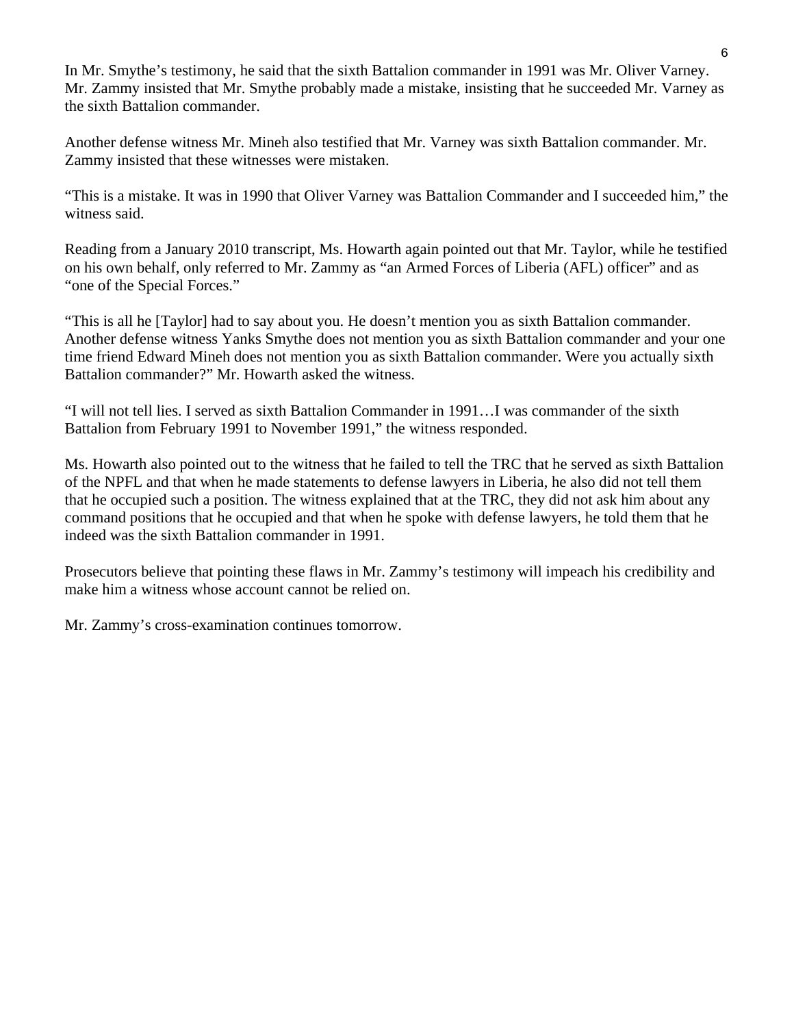In Mr. Smythe's testimony, he said that the sixth Battalion commander in 1991 was Mr. Oliver Varney. Mr. Zammy insisted that Mr. Smythe probably made a mistake, insisting that he succeeded Mr. Varney as the sixth Battalion commander.

Another defense witness Mr. Mineh also testified that Mr. Varney was sixth Battalion commander. Mr. Zammy insisted that these witnesses were mistaken.

"This is a mistake. It was in 1990 that Oliver Varney was Battalion Commander and I succeeded him," the witness said.

Reading from a January 2010 transcript, Ms. Howarth again pointed out that Mr. Taylor, while he testified on his own behalf, only referred to Mr. Zammy as "an Armed Forces of Liberia (AFL) officer" and as "one of the Special Forces."

"This is all he [Taylor] had to say about you. He doesn't mention you as sixth Battalion commander. Another defense witness Yanks Smythe does not mention you as sixth Battalion commander and your one time friend Edward Mineh does not mention you as sixth Battalion commander. Were you actually sixth Battalion commander?" Mr. Howarth asked the witness.

"I will not tell lies. I served as sixth Battalion Commander in 1991…I was commander of the sixth Battalion from February 1991 to November 1991," the witness responded.

Ms. Howarth also pointed out to the witness that he failed to tell the TRC that he served as sixth Battalion of the NPFL and that when he made statements to defense lawyers in Liberia, he also did not tell them that he occupied such a position. The witness explained that at the TRC, they did not ask him about any command positions that he occupied and that when he spoke with defense lawyers, he told them that he indeed was the sixth Battalion commander in 1991.

Prosecutors believe that pointing these flaws in Mr. Zammy's testimony will impeach his credibility and make him a witness whose account cannot be relied on.

Mr. Zammy's cross-examination continues tomorrow.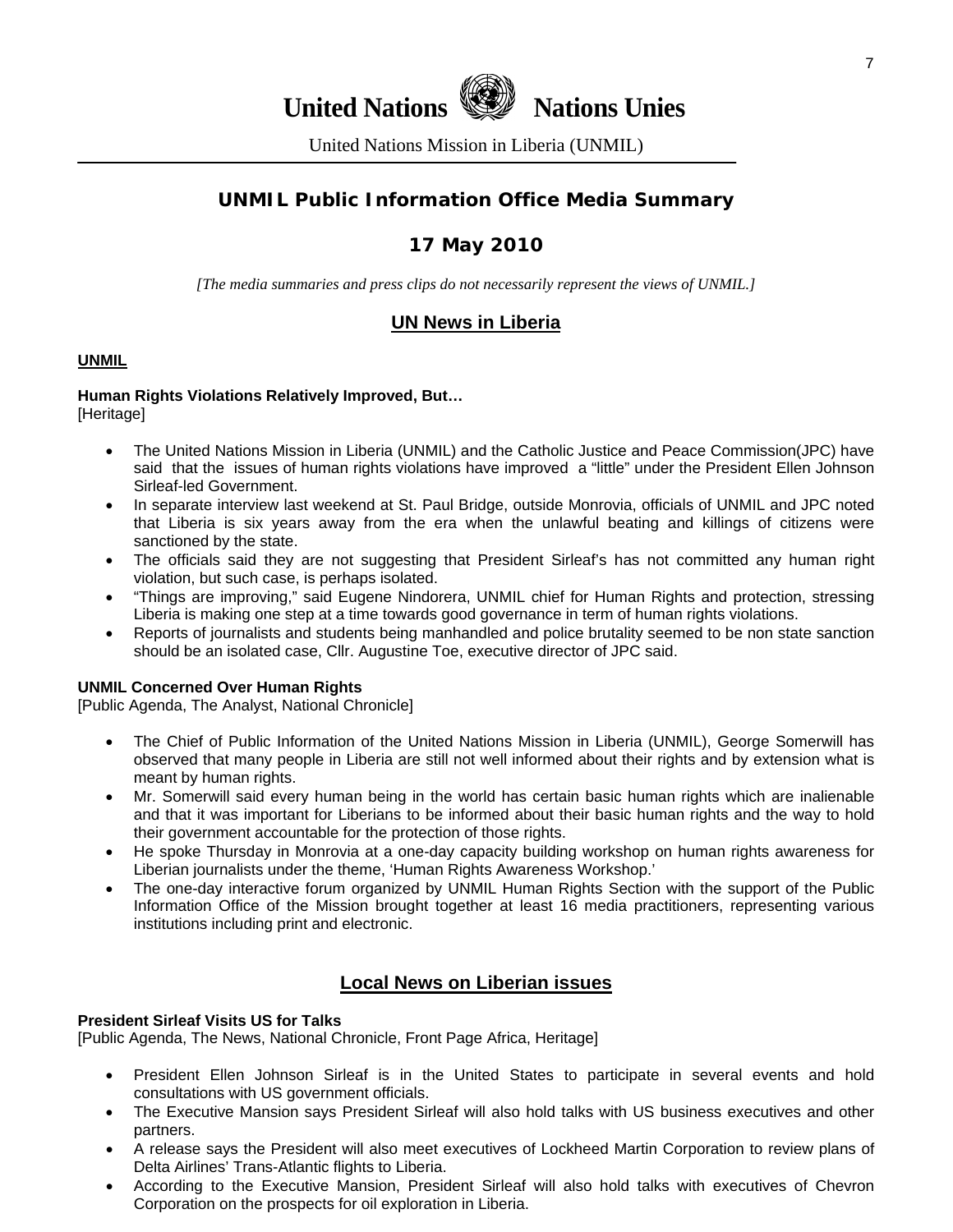# United Nations Nations Unies

United Nations Mission in Liberia (UNMIL)

## UNMIL Public Information Office Media Summary

## 17 May 2010

*[The media summaries and press clips do not necessarily represent the views of UNMIL.]*

## UN News in Liberia

### UNMIL

**Human Rights Violations Relatively Improved, But…**
[Heritage]

- The United Nations Mission in Liberia (UNMIL) and the Catholic Justice and Peace Commission(JPC) have said that the issues of human rights violations have improved a "little" under the President Ellen Johnson Sirleaf-led Government.
- In separate interview last weekend at St. Paul Bridge, outside Monrovia, officials of UNMIL and JPC noted that Liberia is six years away from the era when the unlawful beating and killings of citizens were sanctioned by the state.
- The officials said they are not suggesting that President Sirleaf's has not committed any human right violation, but such case, is perhaps isolated.
- "Things are improving," said Eugene Nindorera, UNMIL chief for Human Rights and protection, stressing Liberia is making one step at a time towards good governance in term of human rights violations.
- Reports of journalists and students being manhandled and police brutality seemed to be non state sanction should be an isolated case, Cllr. Augustine Toe, executive director of JPC said.

**UNMIL Concerned Over Human Rights**
[Public Agenda, The Analyst, National Chronicle]

- The Chief of Public Information of the United Nations Mission in Liberia (UNMIL), George Somerwill has observed that many people in Liberia are still not well informed about their rights and by extension what is meant by human rights.
- Mr. Somerwill said every human being in the world has certain basic human rights which are inalienable and that it was important for Liberians to be informed about their basic human rights and the way to hold their government accountable for the protection of those rights.
- He spoke Thursday in Monrovia at a one-day capacity building workshop on human rights awareness for Liberian journalists under the theme, 'Human Rights Awareness Workshop.'
- The one-day interactive forum organized by UNMIL Human Rights Section with the support of the Public Information Office of the Mission brought together at least 16 media practitioners, representing various institutions including print and electronic.

## Local News on Liberian issues

**President Sirleaf Visits US for Talks**
[Public Agenda, The News, National Chronicle, Front Page Africa, Heritage]

- President Ellen Johnson Sirleaf is in the United States to participate in several events and hold consultations with US government officials.
- The Executive Mansion says President Sirleaf will also hold talks with US business executives and other partners.
- A release says the President will also meet executives of Lockheed Martin Corporation to review plans of Delta Airlines' Trans-Atlantic flights to Liberia.
- According to the Executive Mansion, President Sirleaf will also hold talks with executives of Chevron Corporation on the prospects for oil exploration in Liberia.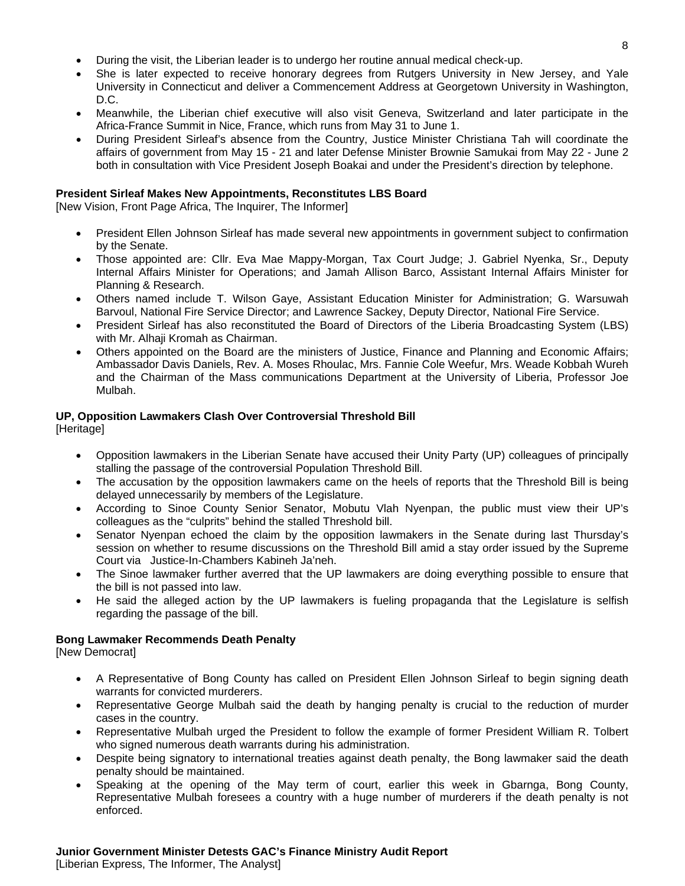- During the visit, the Liberian leader is to undergo her routine annual medical check-up.
- She is later expected to receive honorary degrees from Rutgers University in New Jersey, and Yale University in Connecticut and deliver a Commencement Address at Georgetown University in Washington, D.C.
- Meanwhile, the Liberian chief executive will also visit Geneva, Switzerland and later participate in the Africa-France Summit in Nice, France, which runs from May 31 to June 1.
- During President Sirleaf's absence from the Country, Justice Minister Christiana Tah will coordinate the affairs of government from May 15 - 21 and later Defense Minister Brownie Samukai from May 22 - June 2 both in consultation with Vice President Joseph Boakai and under the President's direction by telephone.

**President Sirleaf Makes New Appointments, Reconstitutes LBS Board**
[New Vision, Front Page Africa, The Inquirer, The Informer]

- President Ellen Johnson Sirleaf has made several new appointments in government subject to confirmation by the Senate.
- Those appointed are: Cllr. Eva Mae Mappy-Morgan, Tax Court Judge; J. Gabriel Nyenka, Sr., Deputy Internal Affairs Minister for Operations; and Jamah Allison Barco, Assistant Internal Affairs Minister for Planning & Research.
- Others named include T. Wilson Gaye, Assistant Education Minister for Administration; G. Warsuwah Barvoul, National Fire Service Director; and Lawrence Sackey, Deputy Director, National Fire Service.
- President Sirleaf has also reconstituted the Board of Directors of the Liberia Broadcasting System (LBS) with Mr. Alhaji Kromah as Chairman.
- Others appointed on the Board are the ministers of Justice, Finance and Planning and Economic Affairs; Ambassador Davis Daniels, Rev. A. Moses Rhoulac, Mrs. Fannie Cole Weefur, Mrs. Weade Kobbah Wureh and the Chairman of the Mass communications Department at the University of Liberia, Professor Joe Mulbah.

**UP, Opposition Lawmakers Clash Over Controversial Threshold Bill**
[Heritage]

- Opposition lawmakers in the Liberian Senate have accused their Unity Party (UP) colleagues of principally stalling the passage of the controversial Population Threshold Bill.
- The accusation by the opposition lawmakers came on the heels of reports that the Threshold Bill is being delayed unnecessarily by members of the Legislature.
- According to Sinoe County Senior Senator, Mobutu Vlah Nyenpan, the public must view their UP's colleagues as the "culprits" behind the stalled Threshold bill.
- Senator Nyenpan echoed the claim by the opposition lawmakers in the Senate during last Thursday's session on whether to resume discussions on the Threshold Bill amid a stay order issued by the Supreme Court via Justice-In-Chambers Kabineh Ja'neh.
- The Sinoe lawmaker further averred that the UP lawmakers are doing everything possible to ensure that the bill is not passed into law.
- He said the alleged action by the UP lawmakers is fueling propaganda that the Legislature is selfish regarding the passage of the bill.

**Bong Lawmaker Recommends Death Penalty**
[New Democrat]

- A Representative of Bong County has called on President Ellen Johnson Sirleaf to begin signing death warrants for convicted murderers.
- Representative George Mulbah said the death by hanging penalty is crucial to the reduction of murder cases in the country.
- Representative Mulbah urged the President to follow the example of former President William R. Tolbert who signed numerous death warrants during his administration.
- Despite being signatory to international treaties against death penalty, the Bong lawmaker said the death penalty should be maintained.
- Speaking at the opening of the May term of court, earlier this week in Gbarnga, Bong County, Representative Mulbah foresees a country with a huge number of murderers if the death penalty is not enforced.

**Junior Government Minister Detests GAC's Finance Ministry Audit Report**
[Liberian Express, The Informer, The Analyst]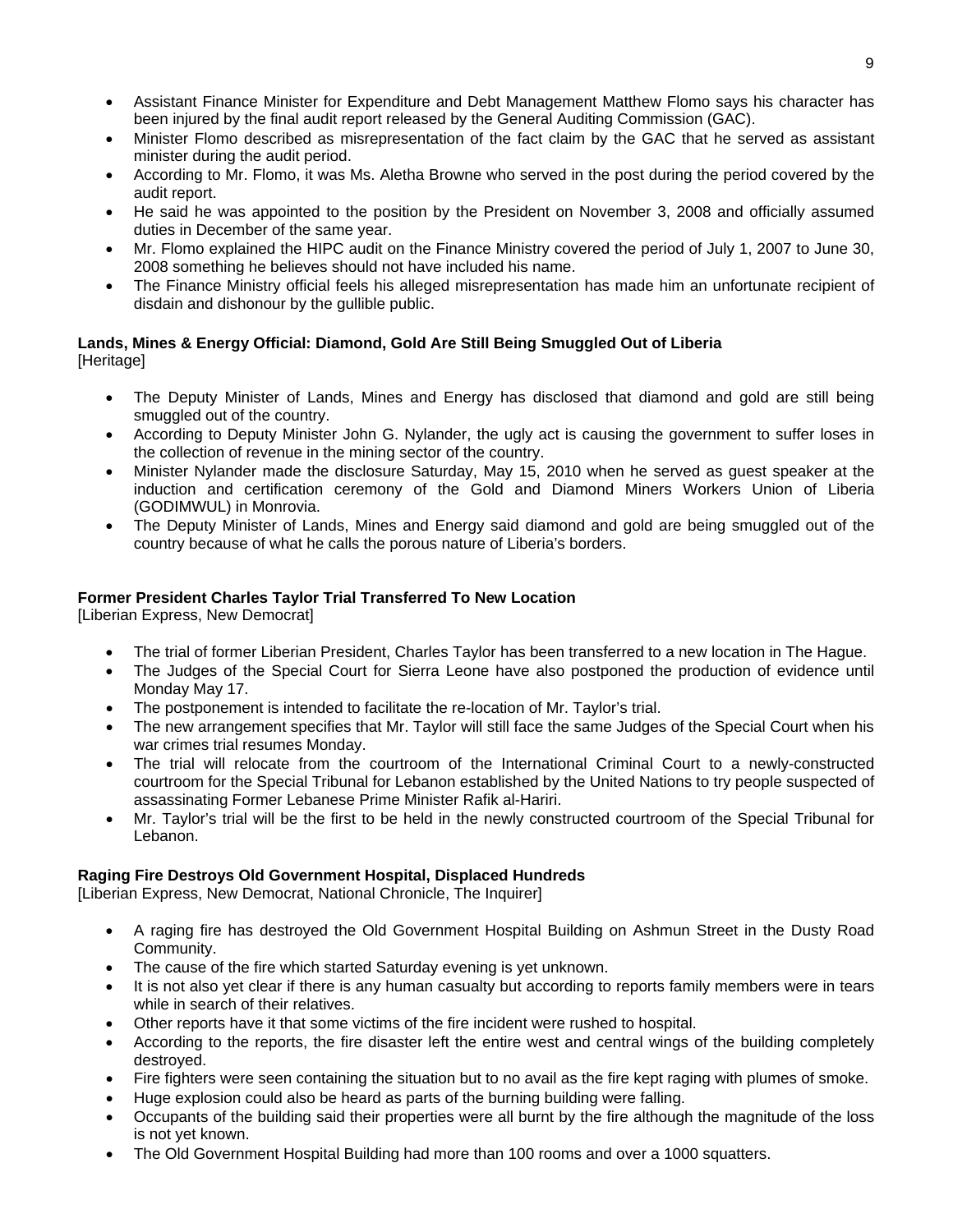- Assistant Finance Minister for Expenditure and Debt Management Matthew Flomo says his character has been injured by the final audit report released by the General Auditing Commission (GAC).
- Minister Flomo described as misrepresentation of the fact claim by the GAC that he served as assistant minister during the audit period.
- According to Mr. Flomo, it was Ms. Aletha Browne who served in the post during the period covered by the audit report.
- He said he was appointed to the position by the President on November 3, 2008 and officially assumed duties in December of the same year.
- Mr. Flomo explained the HIPC audit on the Finance Ministry covered the period of July 1, 2007 to June 30, 2008 something he believes should not have included his name.
- The Finance Ministry official feels his alleged misrepresentation has made him an unfortunate recipient of disdain and dishonour by the gullible public.

**Lands, Mines & Energy Official: Diamond, Gold Are Still Being Smuggled Out of Liberia**
[Heritage]

- The Deputy Minister of Lands, Mines and Energy has disclosed that diamond and gold are still being smuggled out of the country.
- According to Deputy Minister John G. Nylander, the ugly act is causing the government to suffer loses in the collection of revenue in the mining sector of the country.
- Minister Nylander made the disclosure Saturday, May 15, 2010 when he served as guest speaker at the induction and certification ceremony of the Gold and Diamond Miners Workers Union of Liberia (GODIMWUL) in Monrovia.
- The Deputy Minister of Lands, Mines and Energy said diamond and gold are being smuggled out of the country because of what he calls the porous nature of Liberia's borders.

**Former President Charles Taylor Trial Transferred To New Location**
[Liberian Express, New Democrat]

- The trial of former Liberian President, Charles Taylor has been transferred to a new location in The Hague.
- The Judges of the Special Court for Sierra Leone have also postponed the production of evidence until Monday May 17.
- The postponement is intended to facilitate the re-location of Mr. Taylor's trial.
- The new arrangement specifies that Mr. Taylor will still face the same Judges of the Special Court when his war crimes trial resumes Monday.
- The trial will relocate from the courtroom of the International Criminal Court to a newly-constructed courtroom for the Special Tribunal for Lebanon established by the United Nations to try people suspected of assassinating Former Lebanese Prime Minister Rafik al-Hariri.
- Mr. Taylor's trial will be the first to be held in the newly constructed courtroom of the Special Tribunal for Lebanon.

**Raging Fire Destroys Old Government Hospital, Displaced Hundreds**
[Liberian Express, New Democrat, National Chronicle, The Inquirer]

- A raging fire has destroyed the Old Government Hospital Building on Ashmun Street in the Dusty Road Community.
- The cause of the fire which started Saturday evening is yet unknown.
- It is not also yet clear if there is any human casualty but according to reports family members were in tears while in search of their relatives.
- Other reports have it that some victims of the fire incident were rushed to hospital.
- According to the reports, the fire disaster left the entire west and central wings of the building completely destroyed.
- Fire fighters were seen containing the situation but to no avail as the fire kept raging with plumes of smoke.
- Huge explosion could also be heard as parts of the burning building were falling.
- Occupants of the building said their properties were all burnt by the fire although the magnitude of the loss is not yet known.
- The Old Government Hospital Building had more than 100 rooms and over a 1000 squatters.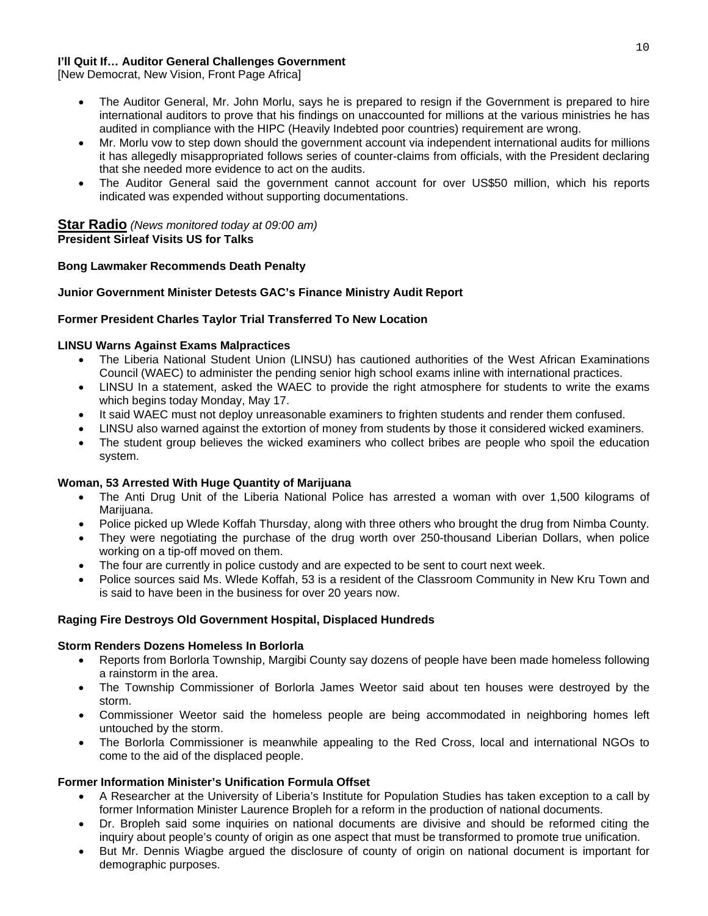**I'll Quit If… Auditor General Challenges Government**
[New Democrat, New Vision, Front Page Africa]

- The Auditor General, Mr. John Morlu, says he is prepared to resign if the Government is prepared to hire international auditors to prove that his findings on unaccounted for millions at the various ministries he has audited in compliance with the HIPC (Heavily Indebted poor countries) requirement are wrong.
- Mr. Morlu vow to step down should the government account via independent international audits for millions it has allegedly misappropriated follows series of counter-claims from officials, with the President declaring that she needed more evidence to act on the audits.
- The Auditor General said the government cannot account for over US$50 million, which his reports indicated was expended without supporting documentations.

## Star Radio *(News monitored today at 09:00 am)*

**President Sirleaf Visits US for Talks**

**Bong Lawmaker Recommends Death Penalty**

**Junior Government Minister Detests GAC's Finance Ministry Audit Report**

**Former President Charles Taylor Trial Transferred To New Location**

**LINSU Warns Against Exams Malpractices**

- The Liberia National Student Union (LINSU) has cautioned authorities of the West African Examinations Council (WAEC) to administer the pending senior high school exams inline with international practices.
- LINSU In a statement, asked the WAEC to provide the right atmosphere for students to write the exams which begins today Monday, May 17.
- It said WAEC must not deploy unreasonable examiners to frighten students and render them confused.
- LINSU also warned against the extortion of money from students by those it considered wicked examiners.
- The student group believes the wicked examiners who collect bribes are people who spoil the education system.

**Woman, 53 Arrested With Huge Quantity of Marijuana**

- The Anti Drug Unit of the Liberia National Police has arrested a woman with over 1,500 kilograms of Marijuana.
- Police picked up Wlede Koffah Thursday, along with three others who brought the drug from Nimba County.
- They were negotiating the purchase of the drug worth over 250-thousand Liberian Dollars, when police working on a tip-off moved on them.
- The four are currently in police custody and are expected to be sent to court next week.
- Police sources said Ms. Wlede Koffah, 53 is a resident of the Classroom Community in New Kru Town and is said to have been in the business for over 20 years now.

**Raging Fire Destroys Old Government Hospital, Displaced Hundreds**

**Storm Renders Dozens Homeless In Borlorla**

- Reports from Borlorla Township, Margibi County say dozens of people have been made homeless following a rainstorm in the area.
- The Township Commissioner of Borlorla James Weetor said about ten houses were destroyed by the storm.
- Commissioner Weetor said the homeless people are being accommodated in neighboring homes left untouched by the storm.
- The Borlorla Commissioner is meanwhile appealing to the Red Cross, local and international NGOs to come to the aid of the displaced people.

**Former Information Minister's Unification Formula Offset**

- A Researcher at the University of Liberia's Institute for Population Studies has taken exception to a call by former Information Minister Laurence Bropleh for a reform in the production of national documents.
- Dr. Bropleh said some inquiries on national documents are divisive and should be reformed citing the inquiry about people's county of origin as one aspect that must be transformed to promote true unification.
- But Mr. Dennis Wiagbe argued the disclosure of county of origin on national document is important for demographic purposes.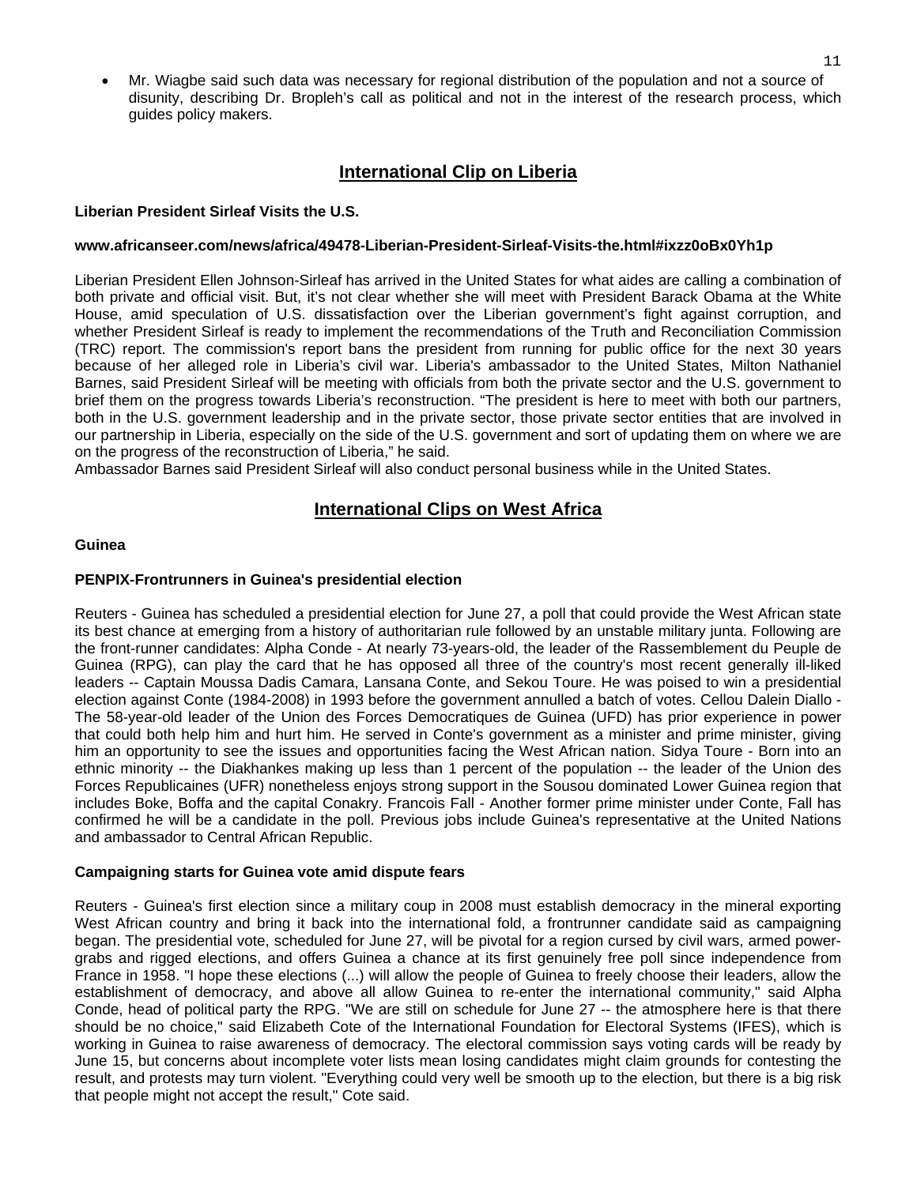- Mr. Wiagbe said such data was necessary for regional distribution of the population and not a source of disunity, describing Dr. Bropleh's call as political and not in the interest of the research process, which guides policy makers.

## International Clip on Liberia

**Liberian President Sirleaf Visits the U.S.**

**www.africanseer.com/news/africa/49478-Liberian-President-Sirleaf-Visits-the.html#ixzz0oBx0Yh1p**

Liberian President Ellen Johnson-Sirleaf has arrived in the United States for what aides are calling a combination of both private and official visit. But, it's not clear whether she will meet with President Barack Obama at the White House, amid speculation of U.S. dissatisfaction over the Liberian government's fight against corruption, and whether President Sirleaf is ready to implement the recommendations of the Truth and Reconciliation Commission (TRC) report. The commission's report bans the president from running for public office for the next 30 years because of her alleged role in Liberia's civil war. Liberia's ambassador to the United States, Milton Nathaniel Barnes, said President Sirleaf will be meeting with officials from both the private sector and the U.S. government to brief them on the progress towards Liberia's reconstruction. "The president is here to meet with both our partners, both in the U.S. government leadership and in the private sector, those private sector entities that are involved in our partnership in Liberia, especially on the side of the U.S. government and sort of updating them on where we are on the progress of the reconstruction of Liberia," he said.
Ambassador Barnes said President Sirleaf will also conduct personal business while in the United States.

## International Clips on West Africa

**Guinea**

**PENPIX-Frontrunners in Guinea's presidential election**

Reuters - Guinea has scheduled a presidential election for June 27, a poll that could provide the West African state its best chance at emerging from a history of authoritarian rule followed by an unstable military junta. Following are the front-runner candidates: Alpha Conde - At nearly 73-years-old, the leader of the Rassemblement du Peuple de Guinea (RPG), can play the card that he has opposed all three of the country's most recent generally ill-liked leaders -- Captain Moussa Dadis Camara, Lansana Conte, and Sekou Toure. He was poised to win a presidential election against Conte (1984-2008) in 1993 before the government annulled a batch of votes. Cellou Dalein Diallo - The 58-year-old leader of the Union des Forces Democratiques de Guinea (UFD) has prior experience in power that could both help him and hurt him. He served in Conte's government as a minister and prime minister, giving him an opportunity to see the issues and opportunities facing the West African nation. Sidya Toure - Born into an ethnic minority -- the Diakhankes making up less than 1 percent of the population -- the leader of the Union des Forces Republicaines (UFR) nonetheless enjoys strong support in the Sousou dominated Lower Guinea region that includes Boke, Boffa and the capital Conakry. Francois Fall - Another former prime minister under Conte, Fall has confirmed he will be a candidate in the poll. Previous jobs include Guinea's representative at the United Nations and ambassador to Central African Republic.

**Campaigning starts for Guinea vote amid dispute fears**

Reuters - Guinea's first election since a military coup in 2008 must establish democracy in the mineral exporting West African country and bring it back into the international fold, a frontrunner candidate said as campaigning began. The presidential vote, scheduled for June 27, will be pivotal for a region cursed by civil wars, armed power-grabs and rigged elections, and offers Guinea a chance at its first genuinely free poll since independence from France in 1958. "I hope these elections (...) will allow the people of Guinea to freely choose their leaders, allow the establishment of democracy, and above all allow Guinea to re-enter the international community," said Alpha Conde, head of political party the RPG. "We are still on schedule for June 27 -- the atmosphere here is that there should be no choice," said Elizabeth Cote of the International Foundation for Electoral Systems (IFES), which is working in Guinea to raise awareness of democracy. The electoral commission says voting cards will be ready by June 15, but concerns about incomplete voter lists mean losing candidates might claim grounds for contesting the result, and protests may turn violent. "Everything could very well be smooth up to the election, but there is a big risk that people might not accept the result," Cote said.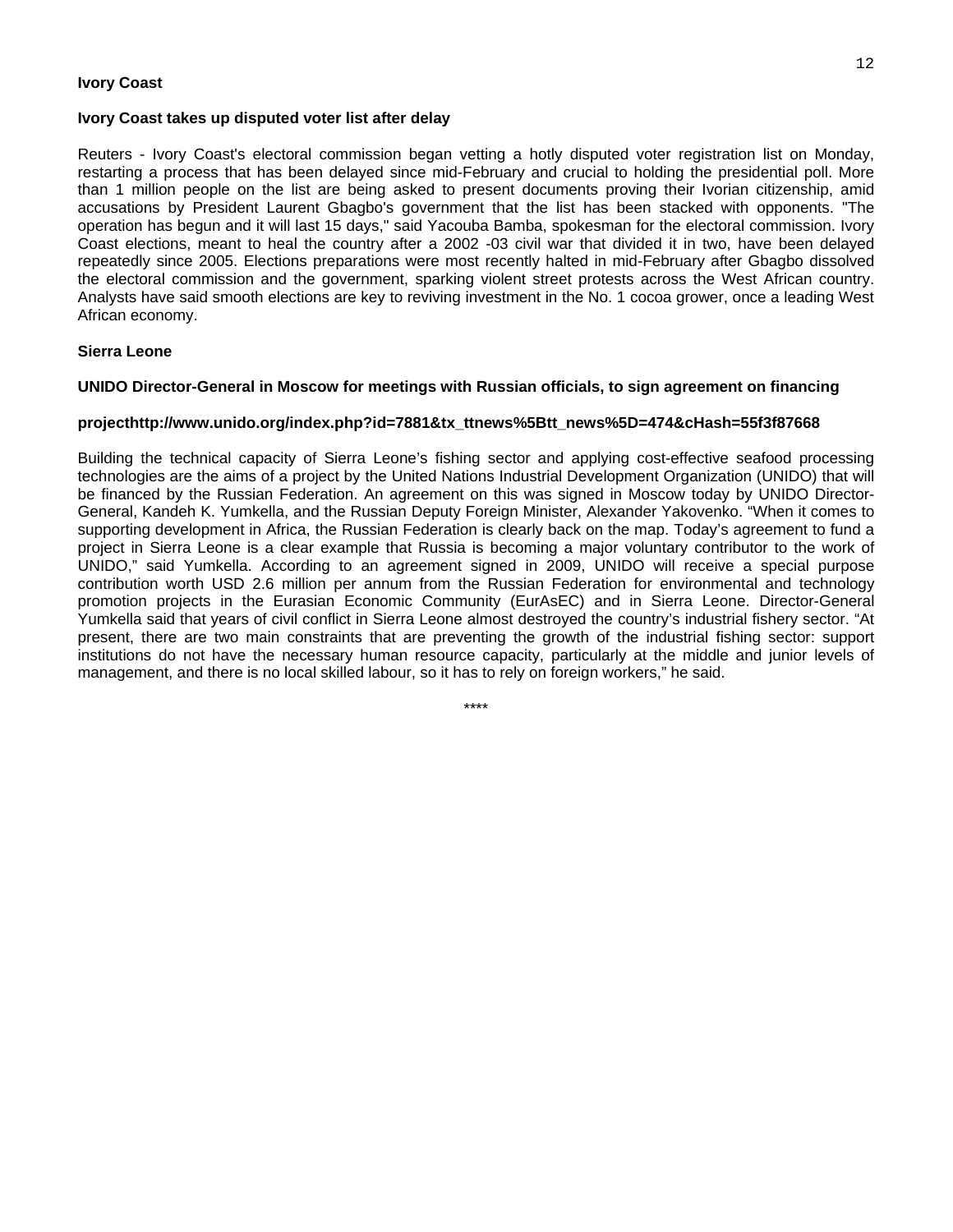**Ivory Coast**

**Ivory Coast takes up disputed voter list after delay**

Reuters - Ivory Coast's electoral commission began vetting a hotly disputed voter registration list on Monday, restarting a process that has been delayed since mid-February and crucial to holding the presidential poll. More than 1 million people on the list are being asked to present documents proving their Ivorian citizenship, amid accusations by President Laurent Gbagbo's government that the list has been stacked with opponents. "The operation has begun and it will last 15 days," said Yacouba Bamba, spokesman for the electoral commission. Ivory Coast elections, meant to heal the country after a 2002 -03 civil war that divided it in two, have been delayed repeatedly since 2005. Elections preparations were most recently halted in mid-February after Gbagbo dissolved the electoral commission and the government, sparking violent street protests across the West African country. Analysts have said smooth elections are key to reviving investment in the No. 1 cocoa grower, once a leading West African economy.

**Sierra Leone**

**UNIDO Director-General in Moscow for meetings with Russian officials, to sign agreement on financing**

**projecthttp://www.unido.org/index.php?id=7881&tx_ttnews%5Btt_news%5D=474&cHash=55f3f87668**

Building the technical capacity of Sierra Leone's fishing sector and applying cost-effective seafood processing technologies are the aims of a project by the United Nations Industrial Development Organization (UNIDO) that will be financed by the Russian Federation. An agreement on this was signed in Moscow today by UNIDO Director-General, Kandeh K. Yumkella, and the Russian Deputy Foreign Minister, Alexander Yakovenko. "When it comes to supporting development in Africa, the Russian Federation is clearly back on the map. Today's agreement to fund a project in Sierra Leone is a clear example that Russia is becoming a major voluntary contributor to the work of UNIDO," said Yumkella. According to an agreement signed in 2009, UNIDO will receive a special purpose contribution worth USD 2.6 million per annum from the Russian Federation for environmental and technology promotion projects in the Eurasian Economic Community (EurAsEC) and in Sierra Leone. Director-General Yumkella said that years of civil conflict in Sierra Leone almost destroyed the country's industrial fishery sector. "At present, there are two main constraints that are preventing the growth of the industrial fishing sector: support institutions do not have the necessary human resource capacity, particularly at the middle and junior levels of management, and there is no local skilled labour, so it has to rely on foreign workers," he said.

****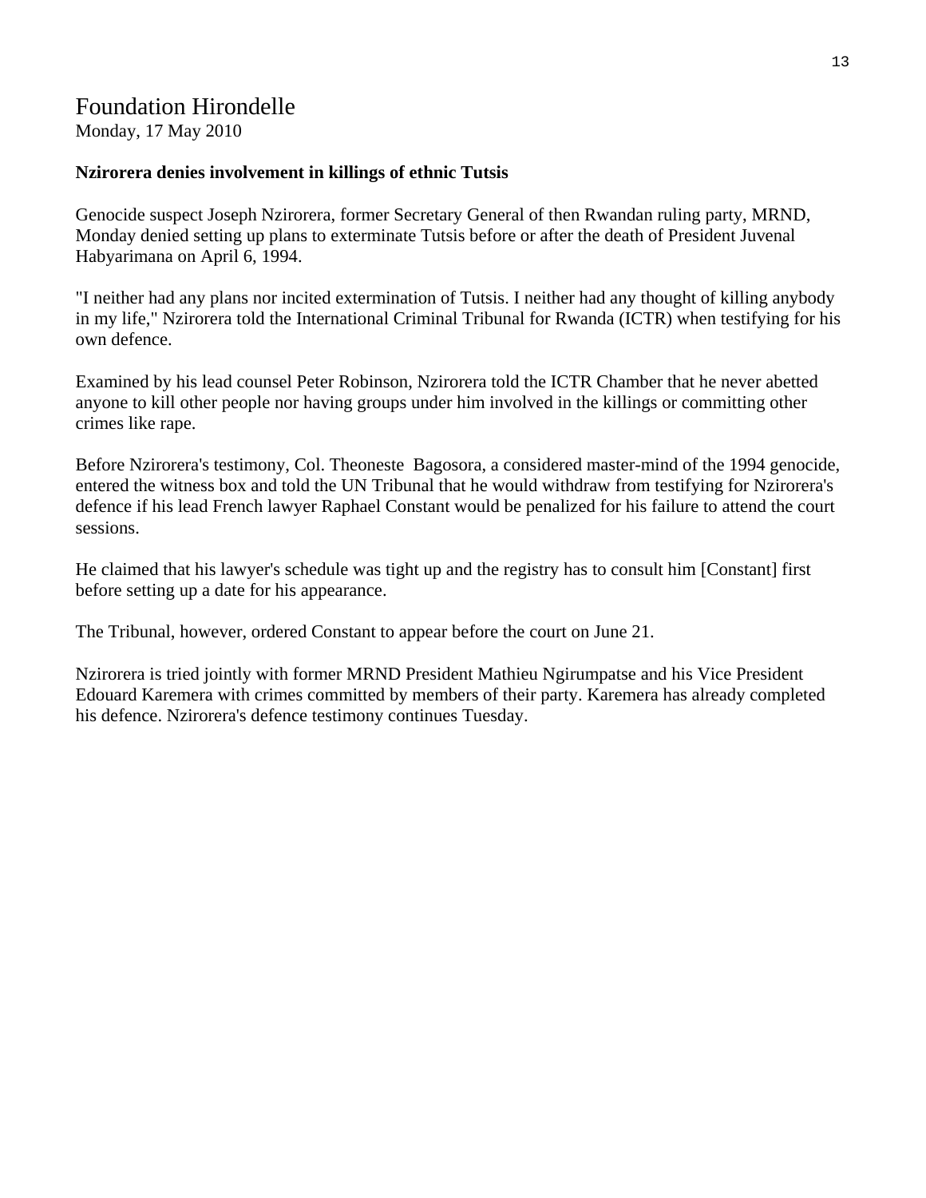# Foundation Hirondelle

Monday, 17 May 2010

**Nzirorera denies involvement in killings of ethnic Tutsis**

Genocide suspect Joseph Nzirorera, former Secretary General of then Rwandan ruling party, MRND, Monday denied setting up plans to exterminate Tutsis before or after the death of President Juvenal Habyarimana on April 6, 1994.

"I neither had any plans nor incited extermination of Tutsis. I neither had any thought of killing anybody in my life," Nzirorera told the International Criminal Tribunal for Rwanda (ICTR) when testifying for his own defence.

Examined by his lead counsel Peter Robinson, Nzirorera told the ICTR Chamber that he never abetted anyone to kill other people nor having groups under him involved in the killings or committing other crimes like rape.

Before Nzirorera's testimony, Col. Theoneste Bagosora, a considered master-mind of the 1994 genocide, entered the witness box and told the UN Tribunal that he would withdraw from testifying for Nzirorera's defence if his lead French lawyer Raphael Constant would be penalized for his failure to attend the court sessions.

He claimed that his lawyer's schedule was tight up and the registry has to consult him [Constant] first before setting up a date for his appearance.

The Tribunal, however, ordered Constant to appear before the court on June 21.

Nzirorera is tried jointly with former MRND President Mathieu Ngirumpatse and his Vice President Edouard Karemera with crimes committed by members of their party. Karemera has already completed his defence. Nzirorera's defence testimony continues Tuesday.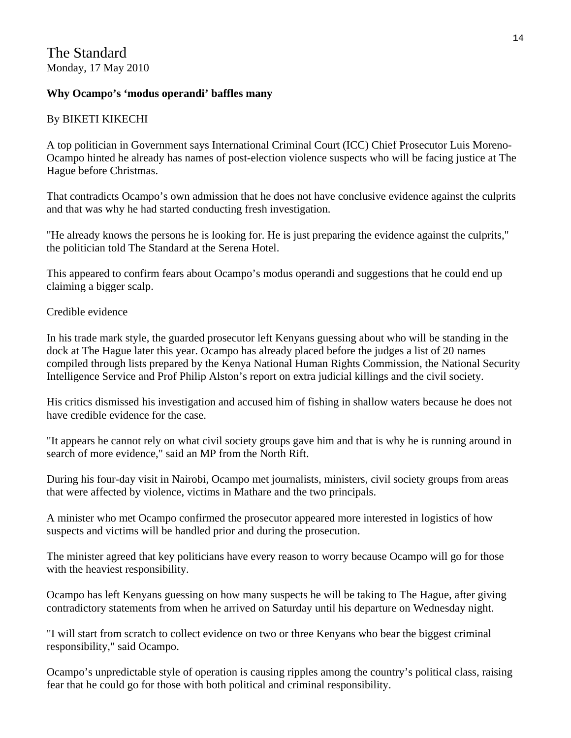The Standard
Monday, 17 May 2010

**Why Ocampo's 'modus operandi' baffles many**

By BIKETI KIKECHI

A top politician in Government says International Criminal Court (ICC) Chief Prosecutor Luis Moreno-Ocampo hinted he already has names of post-election violence suspects who will be facing justice at The Hague before Christmas.

That contradicts Ocampo's own admission that he does not have conclusive evidence against the culprits and that was why he had started conducting fresh investigation.

"He already knows the persons he is looking for. He is just preparing the evidence against the culprits," the politician told The Standard at the Serena Hotel.

This appeared to confirm fears about Ocampo's modus operandi and suggestions that he could end up claiming a bigger scalp.

Credible evidence

In his trade mark style, the guarded prosecutor left Kenyans guessing about who will be standing in the dock at The Hague later this year. Ocampo has already placed before the judges a list of 20 names compiled through lists prepared by the Kenya National Human Rights Commission, the National Security Intelligence Service and Prof Philip Alston's report on extra judicial killings and the civil society.

His critics dismissed his investigation and accused him of fishing in shallow waters because he does not have credible evidence for the case.

"It appears he cannot rely on what civil society groups gave him and that is why he is running around in search of more evidence," said an MP from the North Rift.

During his four-day visit in Nairobi, Ocampo met journalists, ministers, civil society groups from areas that were affected by violence, victims in Mathare and the two principals.

A minister who met Ocampo confirmed the prosecutor appeared more interested in logistics of how suspects and victims will be handled prior and during the prosecution.

The minister agreed that key politicians have every reason to worry because Ocampo will go for those with the heaviest responsibility.

Ocampo has left Kenyans guessing on how many suspects he will be taking to The Hague, after giving contradictory statements from when he arrived on Saturday until his departure on Wednesday night.

"I will start from scratch to collect evidence on two or three Kenyans who bear the biggest criminal responsibility," said Ocampo.

Ocampo's unpredictable style of operation is causing ripples among the country's political class, raising fear that he could go for those with both political and criminal responsibility.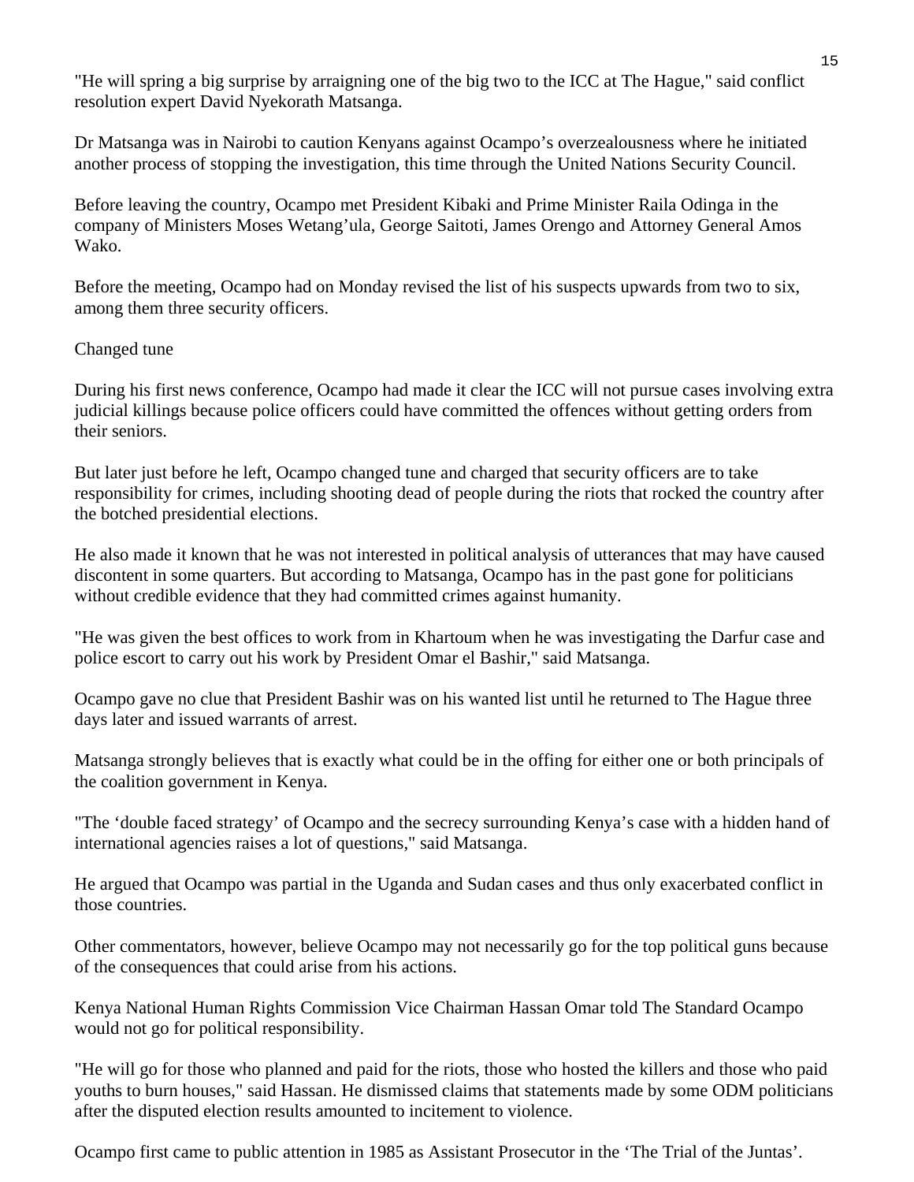"He will spring a big surprise by arraigning one of the big two to the ICC at The Hague," said conflict resolution expert David Nyekorath Matsanga.

Dr Matsanga was in Nairobi to caution Kenyans against Ocampo's overzealousness where he initiated another process of stopping the investigation, this time through the United Nations Security Council.

Before leaving the country, Ocampo met President Kibaki and Prime Minister Raila Odinga in the company of Ministers Moses Wetang'ula, George Saitoti, James Orengo and Attorney General Amos Wako.

Before the meeting, Ocampo had on Monday revised the list of his suspects upwards from two to six, among them three security officers.

## Changed tune

During his first news conference, Ocampo had made it clear the ICC will not pursue cases involving extra judicial killings because police officers could have committed the offences without getting orders from their seniors.

But later just before he left, Ocampo changed tune and charged that security officers are to take responsibility for crimes, including shooting dead of people during the riots that rocked the country after the botched presidential elections.

He also made it known that he was not interested in political analysis of utterances that may have caused discontent in some quarters. But according to Matsanga, Ocampo has in the past gone for politicians without credible evidence that they had committed crimes against humanity.

"He was given the best offices to work from in Khartoum when he was investigating the Darfur case and police escort to carry out his work by President Omar el Bashir," said Matsanga.

Ocampo gave no clue that President Bashir was on his wanted list until he returned to The Hague three days later and issued warrants of arrest.

Matsanga strongly believes that is exactly what could be in the offing for either one or both principals of the coalition government in Kenya.

"The 'double faced strategy' of Ocampo and the secrecy surrounding Kenya's case with a hidden hand of international agencies raises a lot of questions," said Matsanga.

He argued that Ocampo was partial in the Uganda and Sudan cases and thus only exacerbated conflict in those countries.

Other commentators, however, believe Ocampo may not necessarily go for the top political guns because of the consequences that could arise from his actions.

Kenya National Human Rights Commission Vice Chairman Hassan Omar told The Standard Ocampo would not go for political responsibility.

"He will go for those who planned and paid for the riots, those who hosted the killers and those who paid youths to burn houses," said Hassan. He dismissed claims that statements made by some ODM politicians after the disputed election results amounted to incitement to violence.

Ocampo first came to public attention in 1985 as Assistant Prosecutor in the 'The Trial of the Juntas'.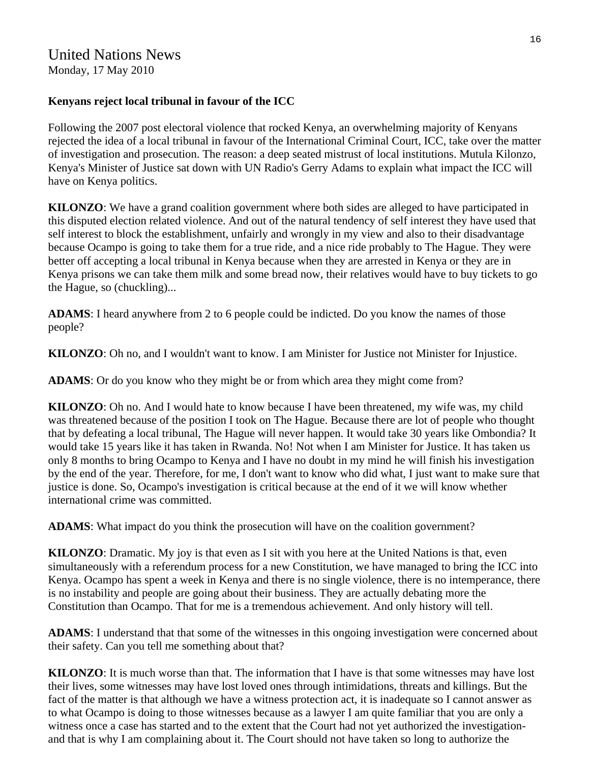United Nations News
Monday, 17 May 2010

**Kenyans reject local tribunal in favour of the ICC**

Following the 2007 post electoral violence that rocked Kenya, an overwhelming majority of Kenyans rejected the idea of a local tribunal in favour of the International Criminal Court, ICC, take over the matter of investigation and prosecution. The reason: a deep seated mistrust of local institutions. Mutula Kilonzo, Kenya's Minister of Justice sat down with UN Radio's Gerry Adams to explain what impact the ICC will have on Kenya politics.

**KILONZO**: We have a grand coalition government where both sides are alleged to have participated in this disputed election related violence. And out of the natural tendency of self interest they have used that self interest to block the establishment, unfairly and wrongly in my view and also to their disadvantage because Ocampo is going to take them for a true ride, and a nice ride probably to The Hague. They were better off accepting a local tribunal in Kenya because when they are arrested in Kenya or they are in Kenya prisons we can take them milk and some bread now, their relatives would have to buy tickets to go the Hague, so (chuckling)...

**ADAMS**: I heard anywhere from 2 to 6 people could be indicted. Do you know the names of those people?

**KILONZO**: Oh no, and I wouldn't want to know. I am Minister for Justice not Minister for Injustice.

**ADAMS**: Or do you know who they might be or from which area they might come from?

**KILONZO**: Oh no. And I would hate to know because I have been threatened, my wife was, my child was threatened because of the position I took on The Hague. Because there are lot of people who thought that by defeating a local tribunal, The Hague will never happen. It would take 30 years like Ombondia? It would take 15 years like it has taken in Rwanda. No! Not when I am Minister for Justice. It has taken us only 8 months to bring Ocampo to Kenya and I have no doubt in my mind he will finish his investigation by the end of the year. Therefore, for me, I don't want to know who did what, I just want to make sure that justice is done. So, Ocampo's investigation is critical because at the end of it we will know whether international crime was committed.

**ADAMS**: What impact do you think the prosecution will have on the coalition government?

**KILONZO**: Dramatic. My joy is that even as I sit with you here at the United Nations is that, even simultaneously with a referendum process for a new Constitution, we have managed to bring the ICC into Kenya. Ocampo has spent a week in Kenya and there is no single violence, there is no intemperance, there is no instability and people are going about their business. They are actually debating more the Constitution than Ocampo. That for me is a tremendous achievement. And only history will tell.

**ADAMS**: I understand that that some of the witnesses in this ongoing investigation were concerned about their safety. Can you tell me something about that?

**KILONZO**: It is much worse than that. The information that I have is that some witnesses may have lost their lives, some witnesses may have lost loved ones through intimidations, threats and killings. But the fact of the matter is that although we have a witness protection act, it is inadequate so I cannot answer as to what Ocampo is doing to those witnesses because as a lawyer I am quite familiar that you are only a witness once a case has started and to the extent that the Court had not yet authorized the investigation- and that is why I am complaining about it. The Court should not have taken so long to authorize the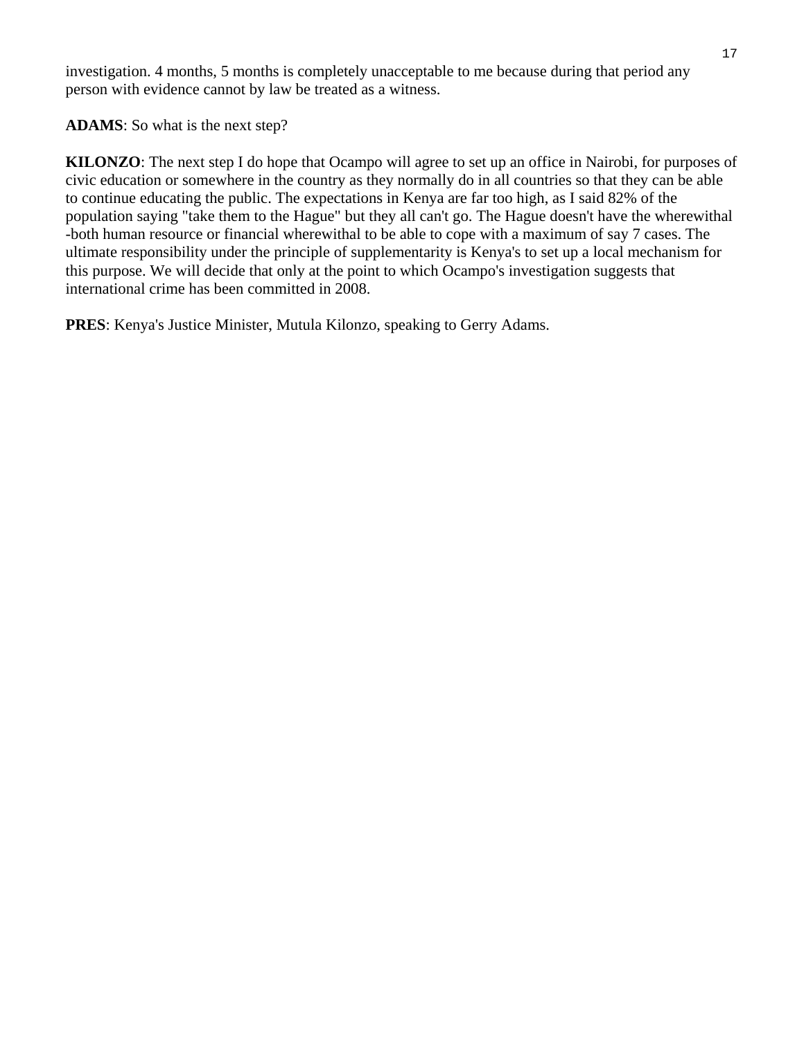investigation. 4 months, 5 months is completely unacceptable to me because during that period any person with evidence cannot by law be treated as a witness.

**ADAMS**: So what is the next step?

**KILONZO**: The next step I do hope that Ocampo will agree to set up an office in Nairobi, for purposes of civic education or somewhere in the country as they normally do in all countries so that they can be able to continue educating the public. The expectations in Kenya are far too high, as I said 82% of the population saying "take them to the Hague" but they all can't go. The Hague doesn't have the wherewithal -both human resource or financial wherewithal to be able to cope with a maximum of say 7 cases. The ultimate responsibility under the principle of supplementarity is Kenya's to set up a local mechanism for this purpose. We will decide that only at the point to which Ocampo's investigation suggests that international crime has been committed in 2008.

**PRES**: Kenya's Justice Minister, Mutula Kilonzo, speaking to Gerry Adams.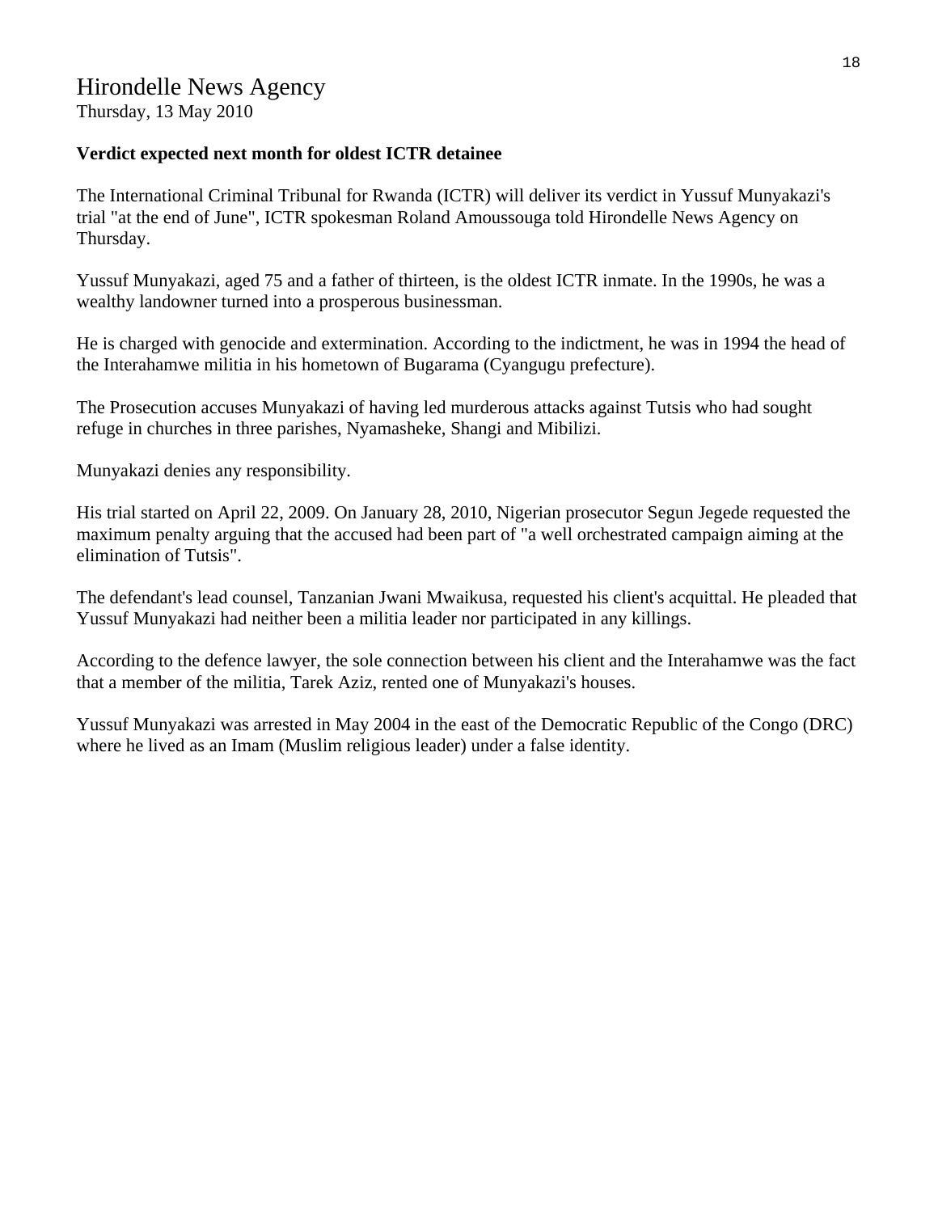Hirondelle News Agency
Thursday, 13 May 2010

**Verdict expected next month for oldest ICTR detainee**

The International Criminal Tribunal for Rwanda (ICTR) will deliver its verdict in Yussuf Munyakazi's trial "at the end of June", ICTR spokesman Roland Amoussouga told Hirondelle News Agency on Thursday.

Yussuf Munyakazi, aged 75 and a father of thirteen, is the oldest ICTR inmate. In the 1990s, he was a wealthy landowner turned into a prosperous businessman.

He is charged with genocide and extermination. According to the indictment, he was in 1994 the head of the Interahamwe militia in his hometown of Bugarama (Cyangugu prefecture).

The Prosecution accuses Munyakazi of having led murderous attacks against Tutsis who had sought refuge in churches in three parishes, Nyamasheke, Shangi and Mibilizi.

Munyakazi denies any responsibility.

His trial started on April 22, 2009. On January 28, 2010, Nigerian prosecutor Segun Jegede requested the maximum penalty arguing that the accused had been part of "a well orchestrated campaign aiming at the elimination of Tutsis".

The defendant's lead counsel, Tanzanian Jwani Mwaikusa, requested his client's acquittal. He pleaded that Yussuf Munyakazi had neither been a militia leader nor participated in any killings.

According to the defence lawyer, the sole connection between his client and the Interahamwe was the fact that a member of the militia, Tarek Aziz, rented one of Munyakazi's houses.

Yussuf Munyakazi was arrested in May 2004 in the east of the Democratic Republic of the Congo (DRC) where he lived as an Imam (Muslim religious leader) under a false identity.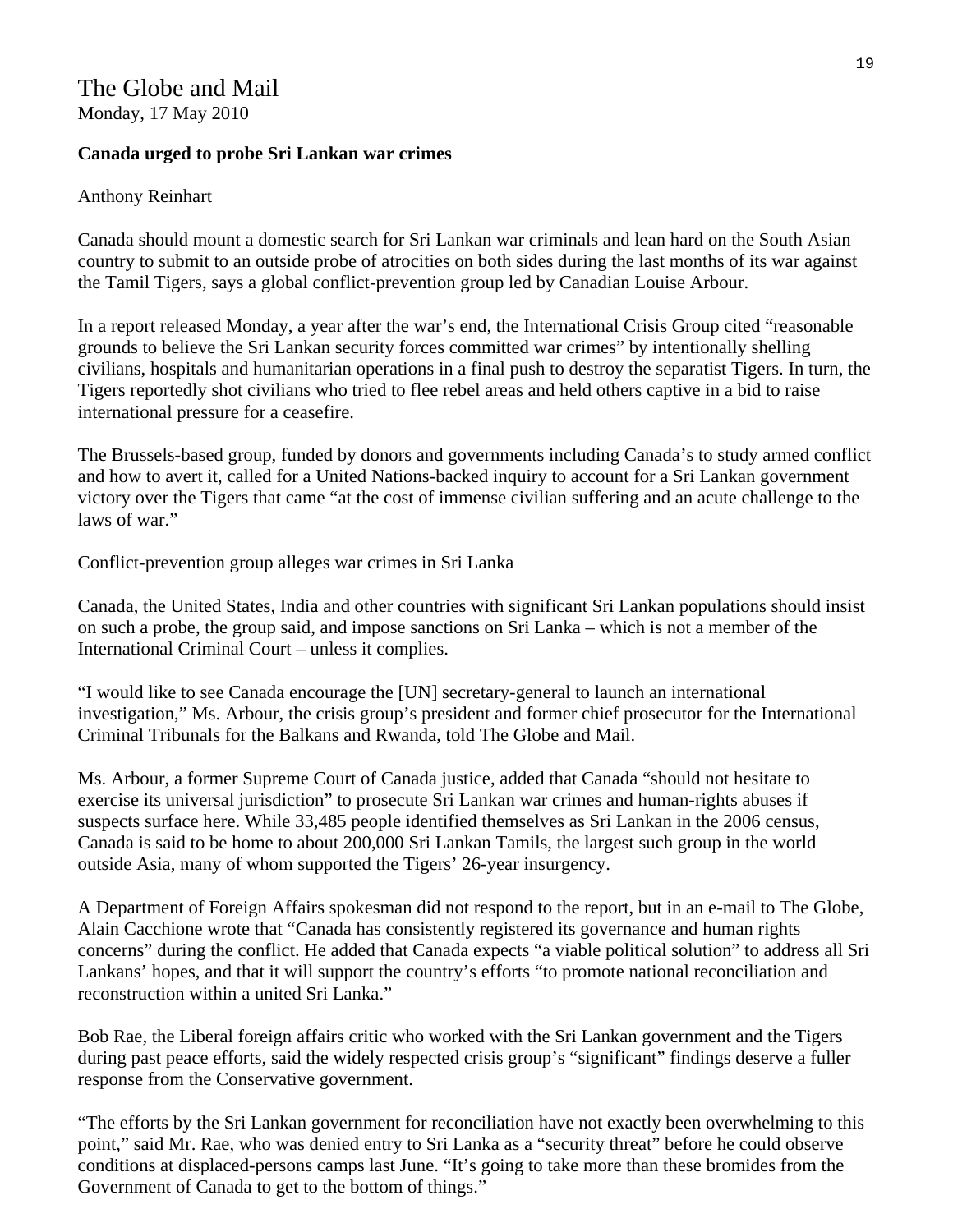# The Globe and Mail

Monday, 17 May 2010

**Canada urged to probe Sri Lankan war crimes**

Anthony Reinhart

Canada should mount a domestic search for Sri Lankan war criminals and lean hard on the South Asian country to submit to an outside probe of atrocities on both sides during the last months of its war against the Tamil Tigers, says a global conflict-prevention group led by Canadian Louise Arbour.

In a report released Monday, a year after the war's end, the International Crisis Group cited "reasonable grounds to believe the Sri Lankan security forces committed war crimes" by intentionally shelling civilians, hospitals and humanitarian operations in a final push to destroy the separatist Tigers. In turn, the Tigers reportedly shot civilians who tried to flee rebel areas and held others captive in a bid to raise international pressure for a ceasefire.

The Brussels-based group, funded by donors and governments including Canada's to study armed conflict and how to avert it, called for a United Nations-backed inquiry to account for a Sri Lankan government victory over the Tigers that came "at the cost of immense civilian suffering and an acute challenge to the laws of war."

Conflict-prevention group alleges war crimes in Sri Lanka

Canada, the United States, India and other countries with significant Sri Lankan populations should insist on such a probe, the group said, and impose sanctions on Sri Lanka – which is not a member of the International Criminal Court – unless it complies.

"I would like to see Canada encourage the [UN] secretary-general to launch an international investigation," Ms. Arbour, the crisis group's president and former chief prosecutor for the International Criminal Tribunals for the Balkans and Rwanda, told The Globe and Mail.

Ms. Arbour, a former Supreme Court of Canada justice, added that Canada "should not hesitate to exercise its universal jurisdiction" to prosecute Sri Lankan war crimes and human-rights abuses if suspects surface here. While 33,485 people identified themselves as Sri Lankan in the 2006 census, Canada is said to be home to about 200,000 Sri Lankan Tamils, the largest such group in the world outside Asia, many of whom supported the Tigers' 26-year insurgency.

A Department of Foreign Affairs spokesman did not respond to the report, but in an e-mail to The Globe, Alain Cacchione wrote that "Canada has consistently registered its governance and human rights concerns" during the conflict. He added that Canada expects "a viable political solution" to address all Sri Lankans' hopes, and that it will support the country's efforts "to promote national reconciliation and reconstruction within a united Sri Lanka."

Bob Rae, the Liberal foreign affairs critic who worked with the Sri Lankan government and the Tigers during past peace efforts, said the widely respected crisis group's "significant" findings deserve a fuller response from the Conservative government.

"The efforts by the Sri Lankan government for reconciliation have not exactly been overwhelming to this point," said Mr. Rae, who was denied entry to Sri Lanka as a "security threat" before he could observe conditions at displaced-persons camps last June. "It's going to take more than these bromides from the Government of Canada to get to the bottom of things."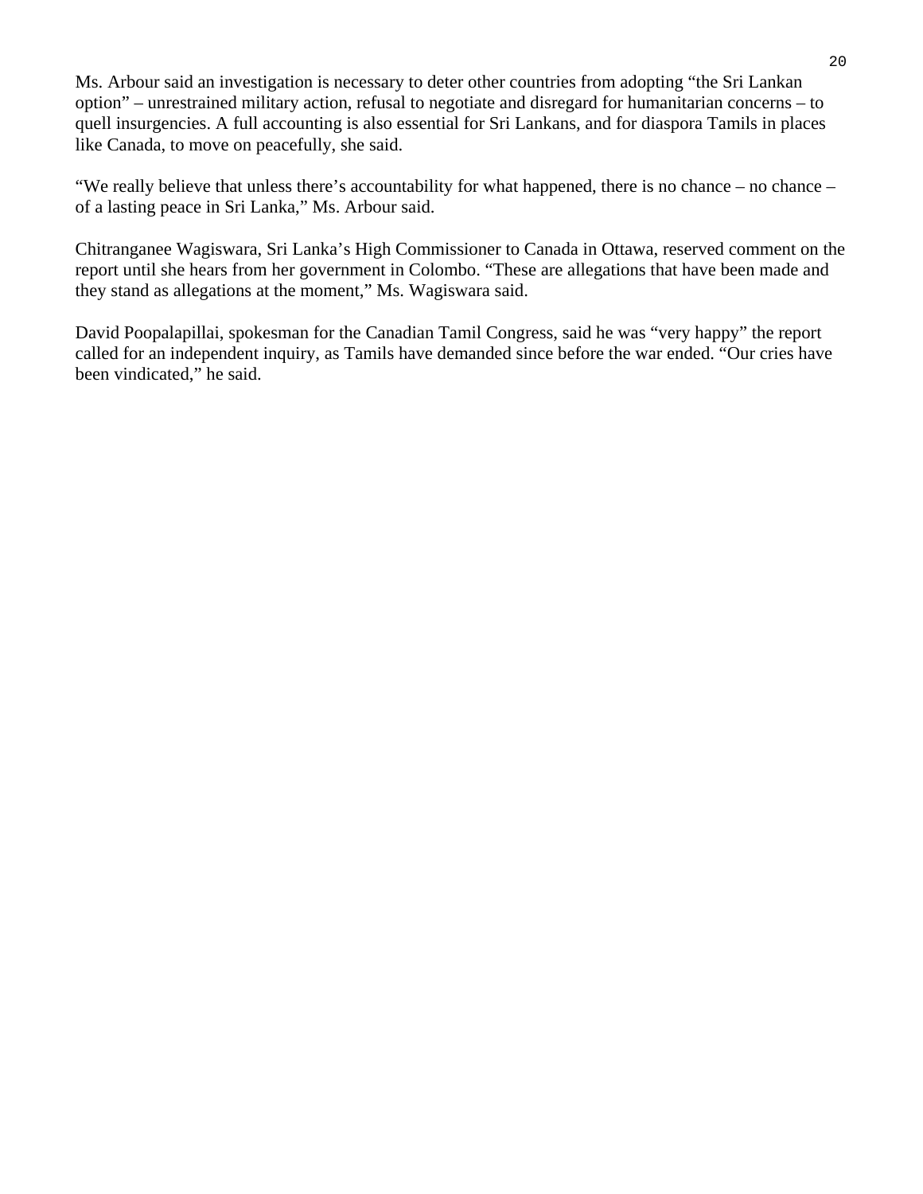Ms. Arbour said an investigation is necessary to deter other countries from adopting "the Sri Lankan option" – unrestrained military action, refusal to negotiate and disregard for humanitarian concerns – to quell insurgencies. A full accounting is also essential for Sri Lankans, and for diaspora Tamils in places like Canada, to move on peacefully, she said.

"We really believe that unless there's accountability for what happened, there is no chance – no chance – of a lasting peace in Sri Lanka," Ms. Arbour said.

Chitranganee Wagiswara, Sri Lanka's High Commissioner to Canada in Ottawa, reserved comment on the report until she hears from her government in Colombo. "These are allegations that have been made and they stand as allegations at the moment," Ms. Wagiswara said.

David Poopalapillai, spokesman for the Canadian Tamil Congress, said he was "very happy" the report called for an independent inquiry, as Tamils have demanded since before the war ended. "Our cries have been vindicated," he said.